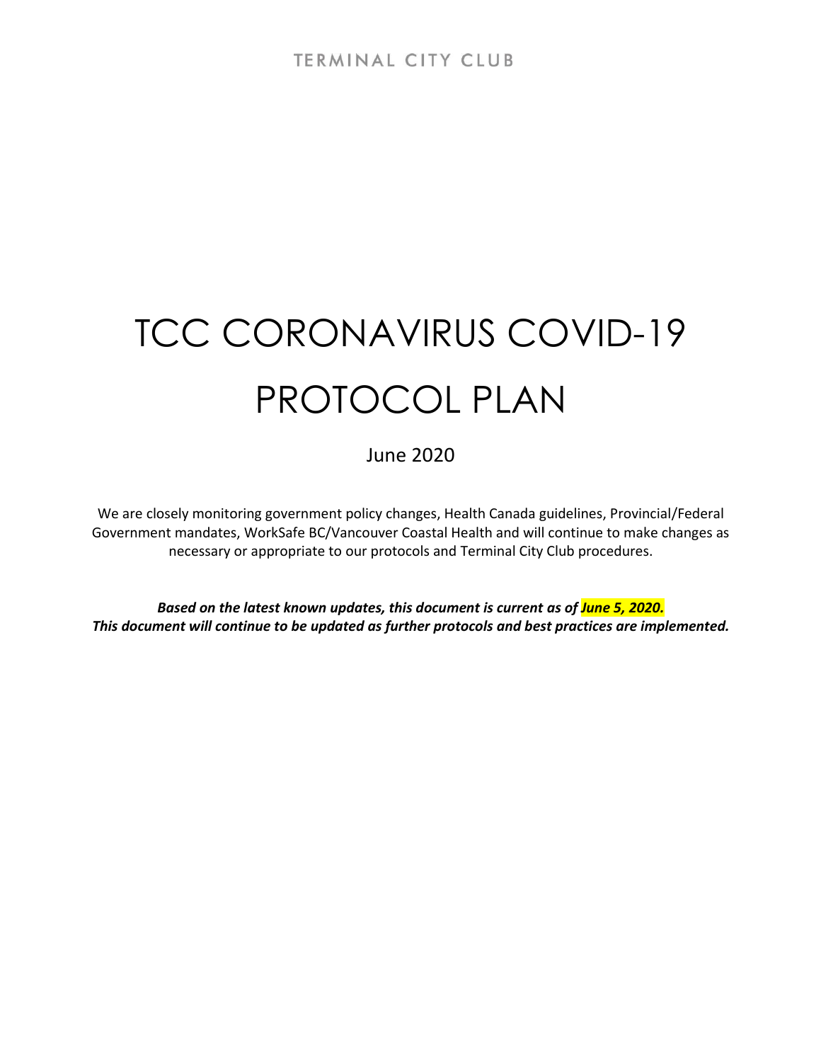TERMINAL CITY CLUB

# TCC CORONAVIRUS COVID-19 PROTOCOL PLAN

June 2020

We are closely monitoring government policy changes, Health Canada guidelines, Provincial/Federal Government mandates, WorkSafe BC/Vancouver Coastal Health and will continue to make changes as necessary or appropriate to our protocols and Terminal City Club procedures.

***Based on the latest known updates, this document is current as of June 5, 2020.***
***This document will continue to be updated as further protocols and best practices are implemented.***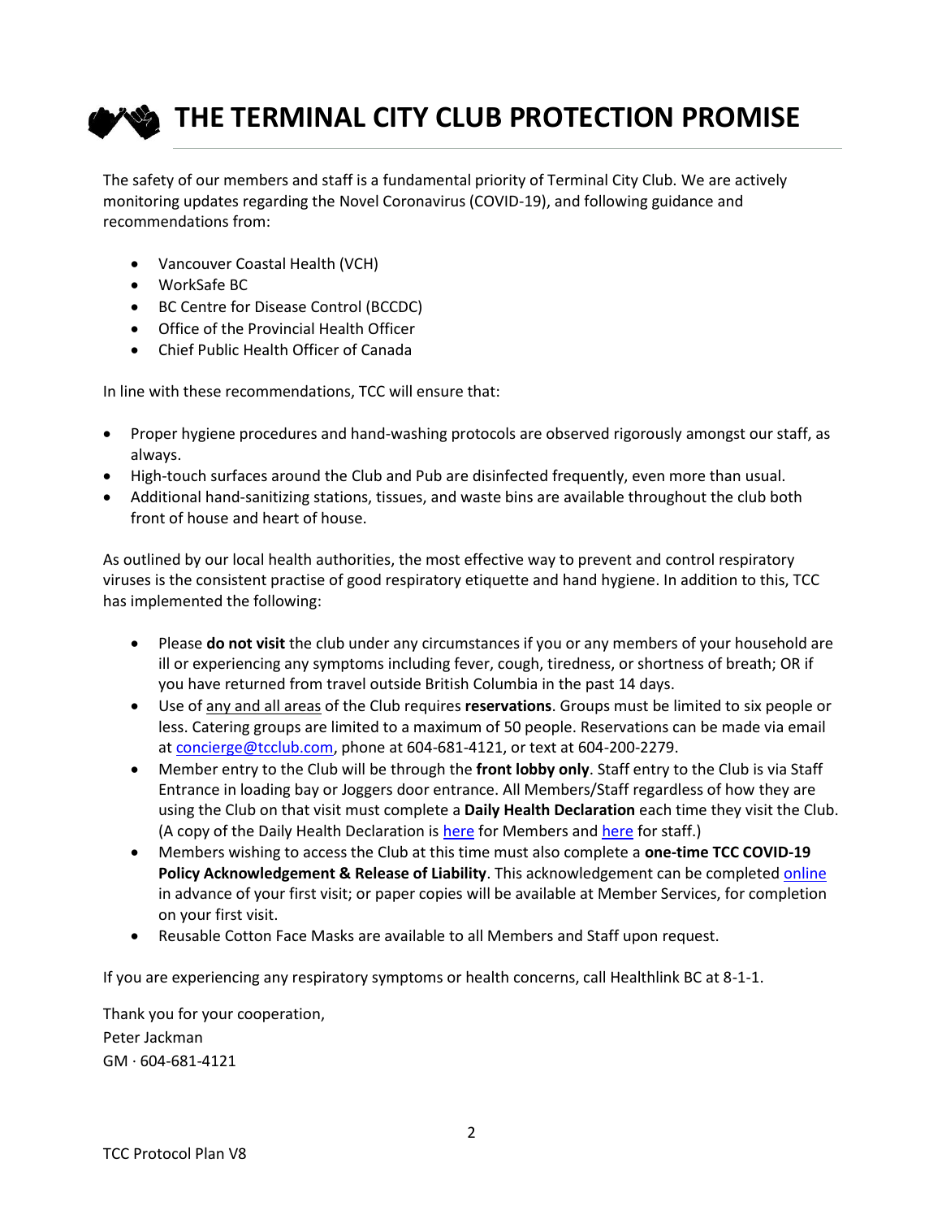# THE TERMINAL CITY CLUB PROTECTION PROMISE

The safety of our members and staff is a fundamental priority of Terminal City Club. We are actively monitoring updates regarding the Novel Coronavirus (COVID-19), and following guidance and recommendations from:

- Vancouver Coastal Health (VCH)
- WorkSafe BC
- BC Centre for Disease Control (BCCDC)
- Office of the Provincial Health Officer
- Chief Public Health Officer of Canada

In line with these recommendations, TCC will ensure that:

- Proper hygiene procedures and hand-washing protocols are observed rigorously amongst our staff, as always.
- High-touch surfaces around the Club and Pub are disinfected frequently, even more than usual.
- Additional hand-sanitizing stations, tissues, and waste bins are available throughout the club both front of house and heart of house.

As outlined by our local health authorities, the most effective way to prevent and control respiratory viruses is the consistent practise of good respiratory etiquette and hand hygiene. In addition to this, TCC has implemented the following:

- Please **do not visit** the club under any circumstances if you or any members of your household are ill or experiencing any symptoms including fever, cough, tiredness, or shortness of breath; OR if you have returned from travel outside British Columbia in the past 14 days.
- Use of any and all areas of the Club requires **reservations**. Groups must be limited to six people or less. Catering groups are limited to a maximum of 50 people. Reservations can be made via email at concierge@tcclub.com, phone at 604-681-4121, or text at 604-200-2279.
- Member entry to the Club will be through the **front lobby only**. Staff entry to the Club is via Staff Entrance in loading bay or Joggers door entrance. All Members/Staff regardless of how they are using the Club on that visit must complete a **Daily Health Declaration** each time they visit the Club. (A copy of the Daily Health Declaration is here for Members and here for staff.)
- Members wishing to access the Club at this time must also complete a **one-time TCC COVID-19 Policy Acknowledgement & Release of Liability**. This acknowledgement can be completed online in advance of your first visit; or paper copies will be available at Member Services, for completion on your first visit.
- Reusable Cotton Face Masks are available to all Members and Staff upon request.

If you are experiencing any respiratory symptoms or health concerns, call Healthlink BC at 8-1-1.

Thank you for your cooperation,
Peter Jackman
GM · 604-681-4121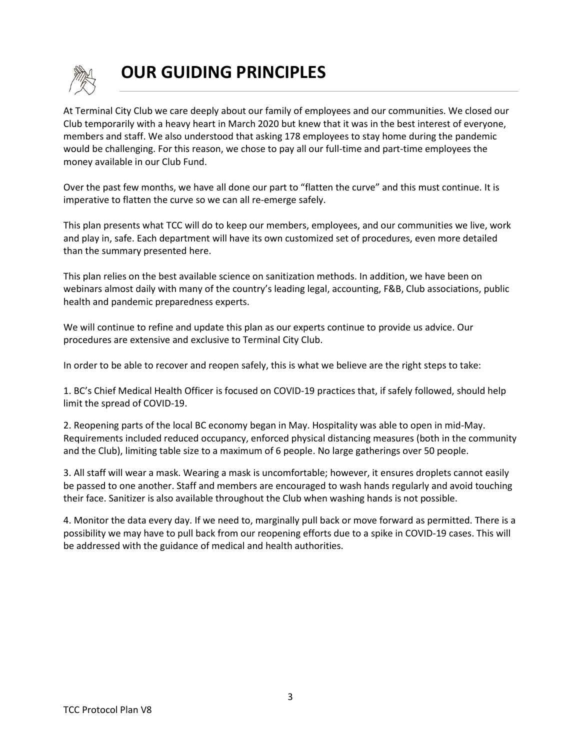# OUR GUIDING PRINCIPLES

At Terminal City Club we care deeply about our family of employees and our communities. We closed our Club temporarily with a heavy heart in March 2020 but knew that it was in the best interest of everyone, members and staff. We also understood that asking 178 employees to stay home during the pandemic would be challenging. For this reason, we chose to pay all our full-time and part-time employees the money available in our Club Fund.

Over the past few months, we have all done our part to "flatten the curve" and this must continue. It is imperative to flatten the curve so we can all re-emerge safely.

This plan presents what TCC will do to keep our members, employees, and our communities we live, work and play in, safe. Each department will have its own customized set of procedures, even more detailed than the summary presented here.

This plan relies on the best available science on sanitization methods. In addition, we have been on webinars almost daily with many of the country's leading legal, accounting, F&B, Club associations, public health and pandemic preparedness experts.

We will continue to refine and update this plan as our experts continue to provide us advice. Our procedures are extensive and exclusive to Terminal City Club.

In order to be able to recover and reopen safely, this is what we believe are the right steps to take:

1. BC's Chief Medical Health Officer is focused on COVID-19 practices that, if safely followed, should help limit the spread of COVID-19.

2. Reopening parts of the local BC economy began in May. Hospitality was able to open in mid-May. Requirements included reduced occupancy, enforced physical distancing measures (both in the community and the Club), limiting table size to a maximum of 6 people. No large gatherings over 50 people.

3. All staff will wear a mask. Wearing a mask is uncomfortable; however, it ensures droplets cannot easily be passed to one another. Staff and members are encouraged to wash hands regularly and avoid touching their face. Sanitizer is also available throughout the Club when washing hands is not possible.

4. Monitor the data every day. If we need to, marginally pull back or move forward as permitted. There is a possibility we may have to pull back from our reopening efforts due to a spike in COVID-19 cases. This will be addressed with the guidance of medical and health authorities.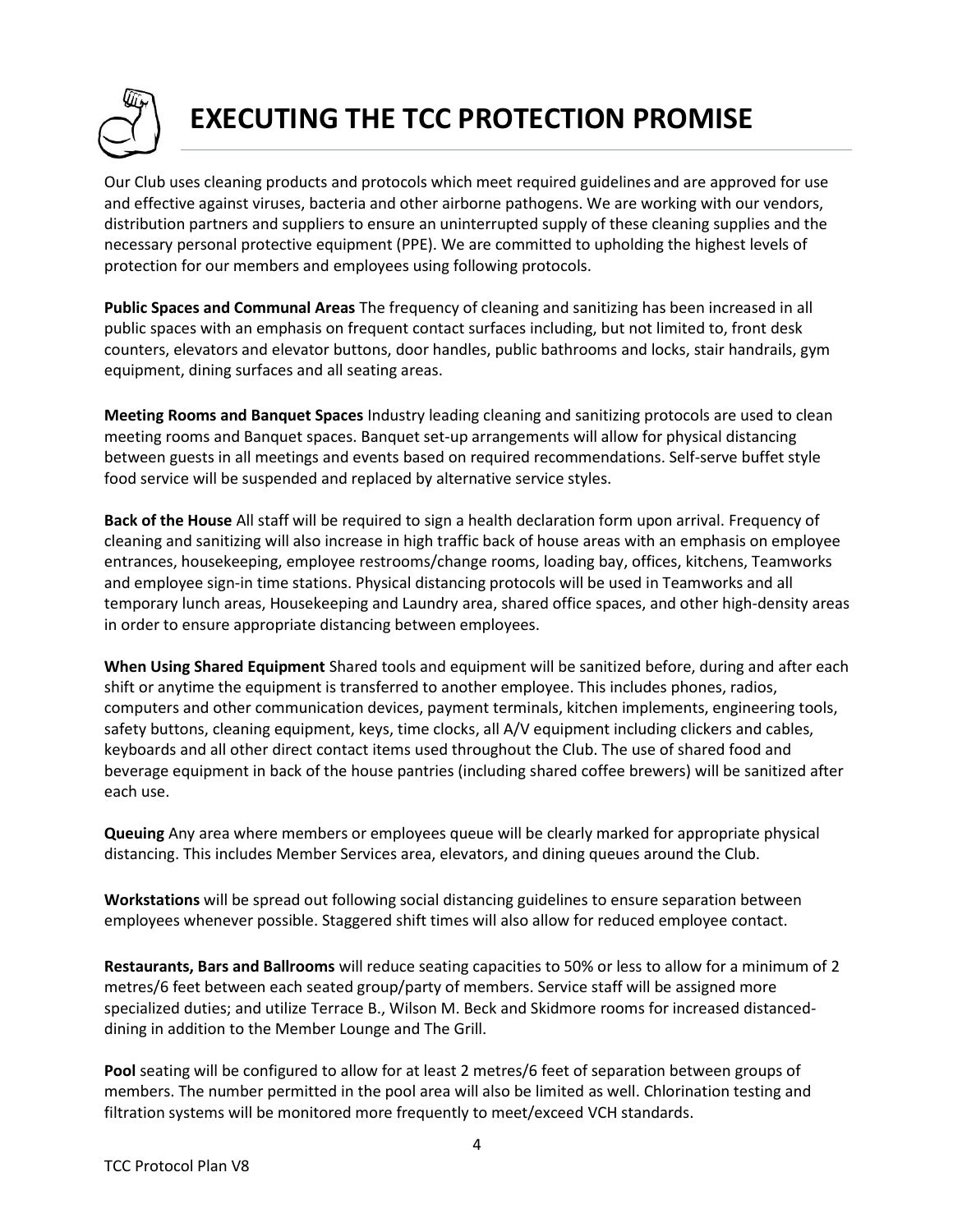# EXECUTING THE TCC PROTECTION PROMISE

Our Club uses cleaning products and protocols which meet required guidelines and are approved for use and effective against viruses, bacteria and other airborne pathogens. We are working with our vendors, distribution partners and suppliers to ensure an uninterrupted supply of these cleaning supplies and the necessary personal protective equipment (PPE). We are committed to upholding the highest levels of protection for our members and employees using following protocols.

**Public Spaces and Communal Areas** The frequency of cleaning and sanitizing has been increased in all public spaces with an emphasis on frequent contact surfaces including, but not limited to, front desk counters, elevators and elevator buttons, door handles, public bathrooms and locks, stair handrails, gym equipment, dining surfaces and all seating areas.

**Meeting Rooms and Banquet Spaces** Industry leading cleaning and sanitizing protocols are used to clean meeting rooms and Banquet spaces. Banquet set-up arrangements will allow for physical distancing between guests in all meetings and events based on required recommendations. Self-serve buffet style food service will be suspended and replaced by alternative service styles.

**Back of the House** All staff will be required to sign a health declaration form upon arrival. Frequency of cleaning and sanitizing will also increase in high traffic back of house areas with an emphasis on employee entrances, housekeeping, employee restrooms/change rooms, loading bay, offices, kitchens, Teamworks and employee sign-in time stations. Physical distancing protocols will be used in Teamworks and all temporary lunch areas, Housekeeping and Laundry area, shared office spaces, and other high-density areas in order to ensure appropriate distancing between employees.

**When Using Shared Equipment** Shared tools and equipment will be sanitized before, during and after each shift or anytime the equipment is transferred to another employee. This includes phones, radios, computers and other communication devices, payment terminals, kitchen implements, engineering tools, safety buttons, cleaning equipment, keys, time clocks, all A/V equipment including clickers and cables, keyboards and all other direct contact items used throughout the Club. The use of shared food and beverage equipment in back of the house pantries (including shared coffee brewers) will be sanitized after each use.

**Queuing** Any area where members or employees queue will be clearly marked for appropriate physical distancing. This includes Member Services area, elevators, and dining queues around the Club.

**Workstations** will be spread out following social distancing guidelines to ensure separation between employees whenever possible. Staggered shift times will also allow for reduced employee contact.

**Restaurants, Bars and Ballrooms** will reduce seating capacities to 50% or less to allow for a minimum of 2 metres/6 feet between each seated group/party of members. Service staff will be assigned more specialized duties; and utilize Terrace B., Wilson M. Beck and Skidmore rooms for increased distanced-dining in addition to the Member Lounge and The Grill.

**Pool** seating will be configured to allow for at least 2 metres/6 feet of separation between groups of members. The number permitted in the pool area will also be limited as well. Chlorination testing and filtration systems will be monitored more frequently to meet/exceed VCH standards.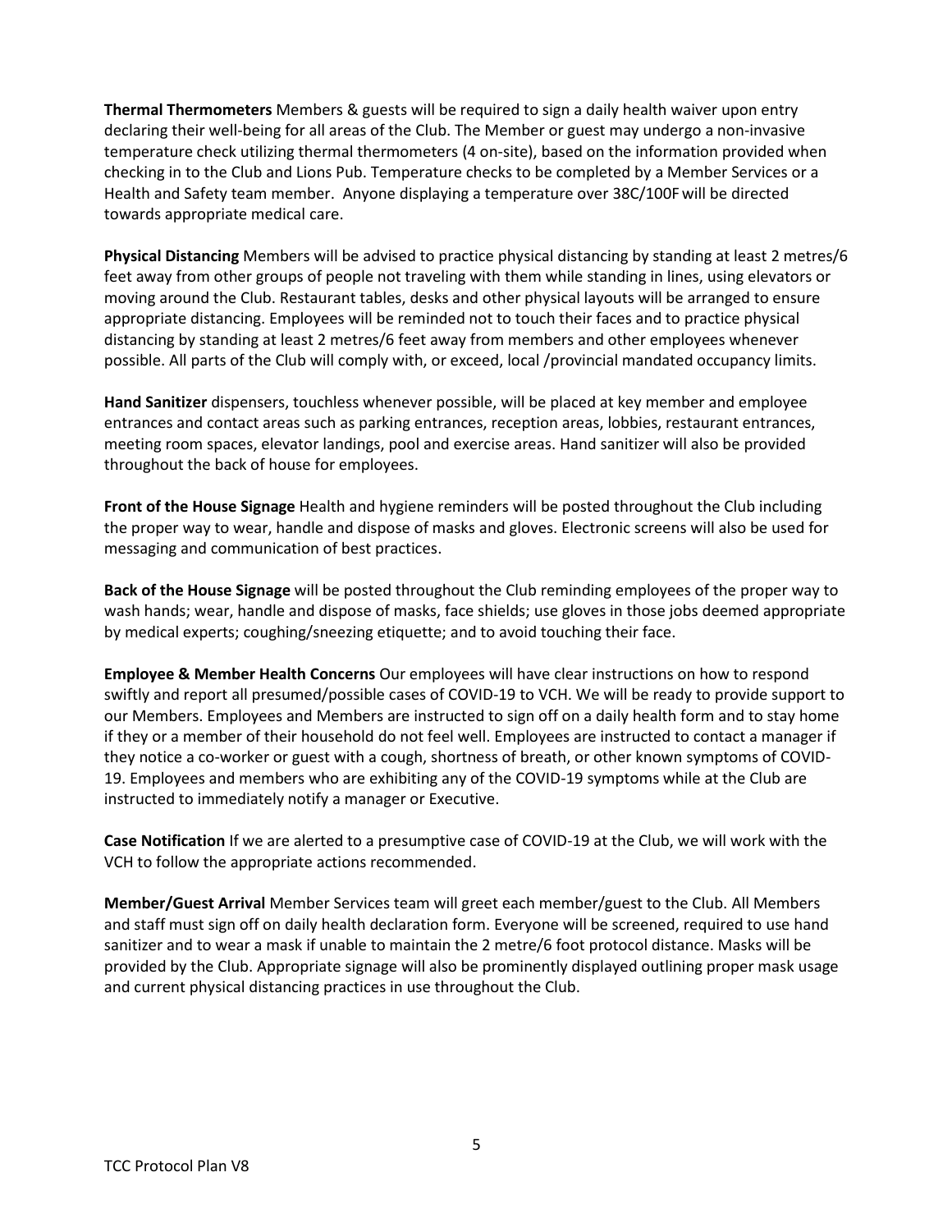**Thermal Thermometers** Members & guests will be required to sign a daily health waiver upon entry declaring their well-being for all areas of the Club. The Member or guest may undergo a non-invasive temperature check utilizing thermal thermometers (4 on-site), based on the information provided when checking in to the Club and Lions Pub. Temperature checks to be completed by a Member Services or a Health and Safety team member. Anyone displaying a temperature over 38C/100F will be directed towards appropriate medical care.

**Physical Distancing** Members will be advised to practice physical distancing by standing at least 2 metres/6 feet away from other groups of people not traveling with them while standing in lines, using elevators or moving around the Club. Restaurant tables, desks and other physical layouts will be arranged to ensure appropriate distancing. Employees will be reminded not to touch their faces and to practice physical distancing by standing at least 2 metres/6 feet away from members and other employees whenever possible. All parts of the Club will comply with, or exceed, local /provincial mandated occupancy limits.

**Hand Sanitizer** dispensers, touchless whenever possible, will be placed at key member and employee entrances and contact areas such as parking entrances, reception areas, lobbies, restaurant entrances, meeting room spaces, elevator landings, pool and exercise areas. Hand sanitizer will also be provided throughout the back of house for employees.

**Front of the House Signage** Health and hygiene reminders will be posted throughout the Club including the proper way to wear, handle and dispose of masks and gloves. Electronic screens will also be used for messaging and communication of best practices.

**Back of the House Signage** will be posted throughout the Club reminding employees of the proper way to wash hands; wear, handle and dispose of masks, face shields; use gloves in those jobs deemed appropriate by medical experts; coughing/sneezing etiquette; and to avoid touching their face.

**Employee & Member Health Concerns** Our employees will have clear instructions on how to respond swiftly and report all presumed/possible cases of COVID-19 to VCH. We will be ready to provide support to our Members. Employees and Members are instructed to sign off on a daily health form and to stay home if they or a member of their household do not feel well. Employees are instructed to contact a manager if they notice a co-worker or guest with a cough, shortness of breath, or other known symptoms of COVID-19. Employees and members who are exhibiting any of the COVID-19 symptoms while at the Club are instructed to immediately notify a manager or Executive.

**Case Notification** If we are alerted to a presumptive case of COVID-19 at the Club, we will work with the VCH to follow the appropriate actions recommended.

**Member/Guest Arrival** Member Services team will greet each member/guest to the Club. All Members and staff must sign off on daily health declaration form. Everyone will be screened, required to use hand sanitizer and to wear a mask if unable to maintain the 2 metre/6 foot protocol distance. Masks will be provided by the Club. Appropriate signage will also be prominently displayed outlining proper mask usage and current physical distancing practices in use throughout the Club.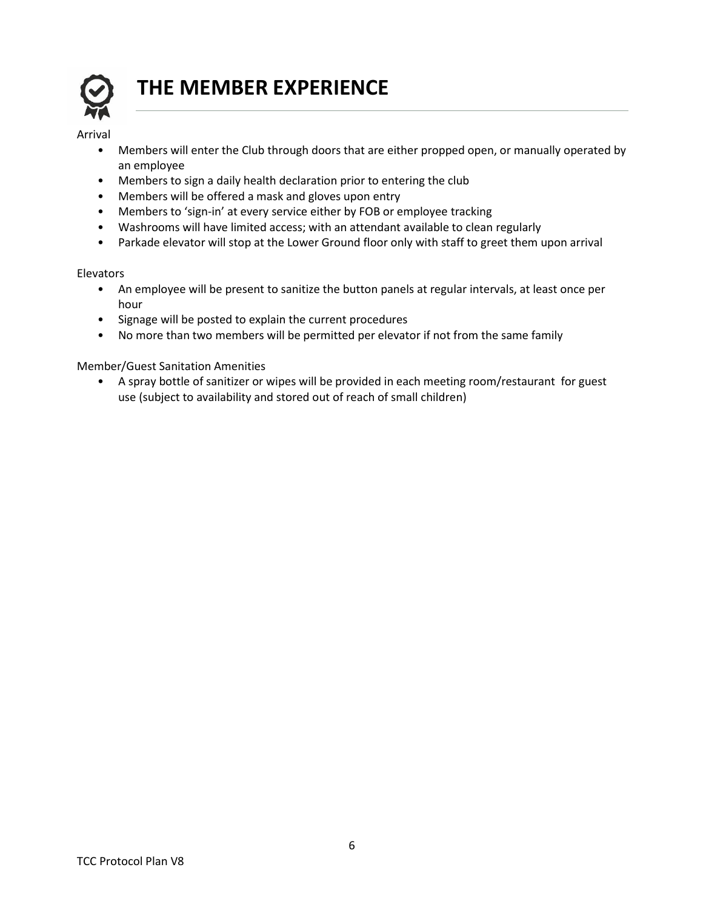# THE MEMBER EXPERIENCE

Arrival

- Members will enter the Club through doors that are either propped open, or manually operated by an employee
- Members to sign a daily health declaration prior to entering the club
- Members will be offered a mask and gloves upon entry
- Members to 'sign-in' at every service either by FOB or employee tracking
- Washrooms will have limited access; with an attendant available to clean regularly
- Parkade elevator will stop at the Lower Ground floor only with staff to greet them upon arrival

Elevators

- An employee will be present to sanitize the button panels at regular intervals, at least once per hour
- Signage will be posted to explain the current procedures
- No more than two members will be permitted per elevator if not from the same family

Member/Guest Sanitation Amenities

- A spray bottle of sanitizer or wipes will be provided in each meeting room/restaurant for guest use (subject to availability and stored out of reach of small children)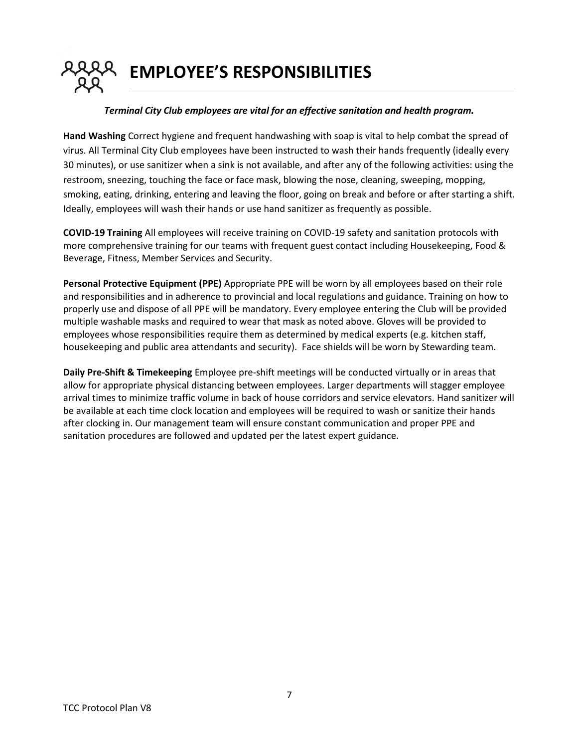# EMPLOYEE'S RESPONSIBILITIES

***Terminal City Club employees are vital for an effective sanitation and health program.***

**Hand Washing** Correct hygiene and frequent handwashing with soap is vital to help combat the spread of virus. All Terminal City Club employees have been instructed to wash their hands frequently (ideally every 30 minutes), or use sanitizer when a sink is not available, and after any of the following activities: using the restroom, sneezing, touching the face or face mask, blowing the nose, cleaning, sweeping, mopping, smoking, eating, drinking, entering and leaving the floor, going on break and before or after starting a shift. Ideally, employees will wash their hands or use hand sanitizer as frequently as possible.

**COVID-19 Training** All employees will receive training on COVID-19 safety and sanitation protocols with more comprehensive training for our teams with frequent guest contact including Housekeeping, Food & Beverage, Fitness, Member Services and Security.

**Personal Protective Equipment (PPE)** Appropriate PPE will be worn by all employees based on their role and responsibilities and in adherence to provincial and local regulations and guidance. Training on how to properly use and dispose of all PPE will be mandatory. Every employee entering the Club will be provided multiple washable masks and required to wear that mask as noted above. Gloves will be provided to employees whose responsibilities require them as determined by medical experts (e.g. kitchen staff, housekeeping and public area attendants and security). Face shields will be worn by Stewarding team.

**Daily Pre-Shift & Timekeeping** Employee pre-shift meetings will be conducted virtually or in areas that allow for appropriate physical distancing between employees. Larger departments will stagger employee arrival times to minimize traffic volume in back of house corridors and service elevators. Hand sanitizer will be available at each time clock location and employees will be required to wash or sanitize their hands after clocking in. Our management team will ensure constant communication and proper PPE and sanitation procedures are followed and updated per the latest expert guidance.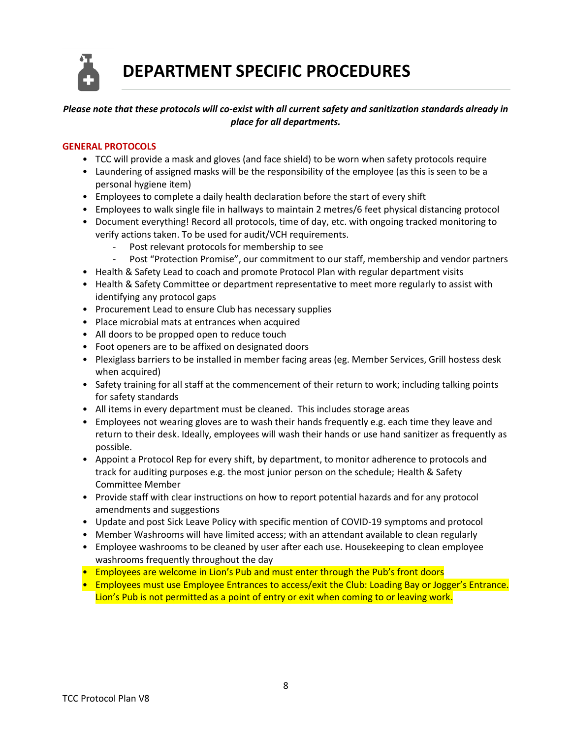# DEPARTMENT SPECIFIC PROCEDURES

***Please note that these protocols will co-exist with all current safety and sanitization standards already in place for all departments.***

**GENERAL PROTOCOLS**

- TCC will provide a mask and gloves (and face shield) to be worn when safety protocols require
- Laundering of assigned masks will be the responsibility of the employee (as this is seen to be a personal hygiene item)
- Employees to complete a daily health declaration before the start of every shift
- Employees to walk single file in hallways to maintain 2 metres/6 feet physical distancing protocol
- Document everything! Record all protocols, time of day, etc. with ongoing tracked monitoring to verify actions taken. To be used for audit/VCH requirements.
  - Post relevant protocols for membership to see
  - Post "Protection Promise", our commitment to our staff, membership and vendor partners
- Health & Safety Lead to coach and promote Protocol Plan with regular department visits
- Health & Safety Committee or department representative to meet more regularly to assist with identifying any protocol gaps
- Procurement Lead to ensure Club has necessary supplies
- Place microbial mats at entrances when acquired
- All doors to be propped open to reduce touch
- Foot openers are to be affixed on designated doors
- Plexiglass barriers to be installed in member facing areas (eg. Member Services, Grill hostess desk when acquired)
- Safety training for all staff at the commencement of their return to work; including talking points for safety standards
- All items in every department must be cleaned. This includes storage areas
- Employees not wearing gloves are to wash their hands frequently e.g. each time they leave and return to their desk. Ideally, employees will wash their hands or use hand sanitizer as frequently as possible.
- Appoint a Protocol Rep for every shift, by department, to monitor adherence to protocols and track for auditing purposes e.g. the most junior person on the schedule; Health & Safety Committee Member
- Provide staff with clear instructions on how to report potential hazards and for any protocol amendments and suggestions
- Update and post Sick Leave Policy with specific mention of COVID-19 symptoms and protocol
- Member Washrooms will have limited access; with an attendant available to clean regularly
- Employee washrooms to be cleaned by user after each use. Housekeeping to clean employee washrooms frequently throughout the day
- Employees are welcome in Lion's Pub and must enter through the Pub's front doors
- Employees must use Employee Entrances to access/exit the Club: Loading Bay or Jogger's Entrance. Lion's Pub is not permitted as a point of entry or exit when coming to or leaving work.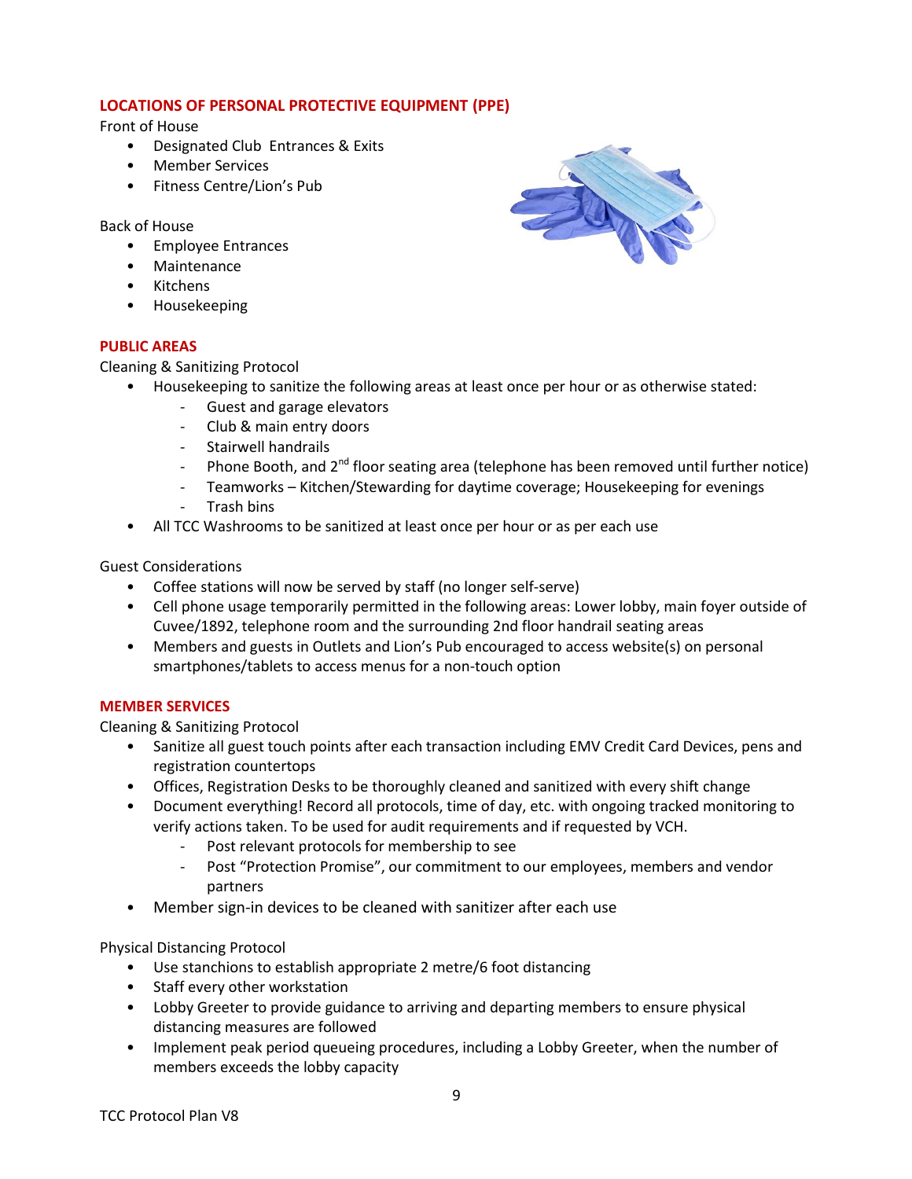## LOCATIONS OF PERSONAL PROTECTIVE EQUIPMENT (PPE)

Front of House

- Designated Club Entrances & Exits
- Member Services
- Fitness Centre/Lion's Pub

Back of House

- Employee Entrances
- Maintenance
- Kitchens
- Housekeeping

## PUBLIC AREAS

Cleaning & Sanitizing Protocol

- Housekeeping to sanitize the following areas at least once per hour or as otherwise stated:
  - Guest and garage elevators
  - Club & main entry doors
  - Stairwell handrails
  - Phone Booth, and 2nd floor seating area (telephone has been removed until further notice)
  - Teamworks – Kitchen/Stewarding for daytime coverage; Housekeeping for evenings
  - Trash bins
- All TCC Washrooms to be sanitized at least once per hour or as per each use

Guest Considerations

- Coffee stations will now be served by staff (no longer self-serve)
- Cell phone usage temporarily permitted in the following areas: Lower lobby, main foyer outside of Cuvee/1892, telephone room and the surrounding 2nd floor handrail seating areas
- Members and guests in Outlets and Lion's Pub encouraged to access website(s) on personal smartphones/tablets to access menus for a non-touch option

## MEMBER SERVICES

Cleaning & Sanitizing Protocol

- Sanitize all guest touch points after each transaction including EMV Credit Card Devices, pens and registration countertops
- Offices, Registration Desks to be thoroughly cleaned and sanitized with every shift change
- Document everything! Record all protocols, time of day, etc. with ongoing tracked monitoring to verify actions taken. To be used for audit requirements and if requested by VCH.
  - Post relevant protocols for membership to see
  - Post "Protection Promise", our commitment to our employees, members and vendor partners
- Member sign-in devices to be cleaned with sanitizer after each use

Physical Distancing Protocol

- Use stanchions to establish appropriate 2 metre/6 foot distancing
- Staff every other workstation
- Lobby Greeter to provide guidance to arriving and departing members to ensure physical distancing measures are followed
- Implement peak period queueing procedures, including a Lobby Greeter, when the number of members exceeds the lobby capacity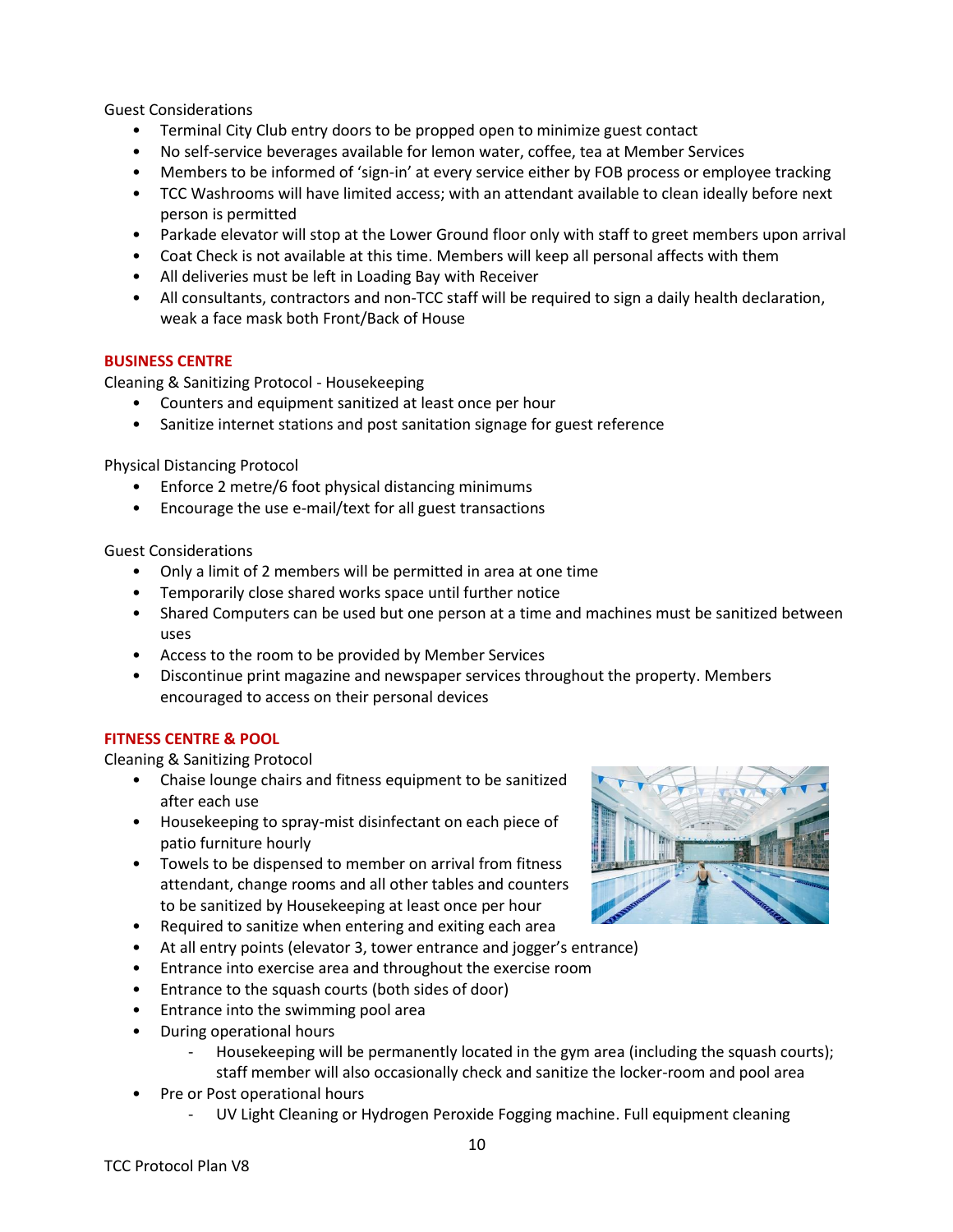Guest Considerations

- Terminal City Club entry doors to be propped open to minimize guest contact
- No self-service beverages available for lemon water, coffee, tea at Member Services
- Members to be informed of 'sign-in' at every service either by FOB process or employee tracking
- TCC Washrooms will have limited access; with an attendant available to clean ideally before next person is permitted
- Parkade elevator will stop at the Lower Ground floor only with staff to greet members upon arrival
- Coat Check is not available at this time. Members will keep all personal affects with them
- All deliveries must be left in Loading Bay with Receiver
- All consultants, contractors and non-TCC staff will be required to sign a daily health declaration, weak a face mask both Front/Back of House

## BUSINESS CENTRE

Cleaning & Sanitizing Protocol - Housekeeping

- Counters and equipment sanitized at least once per hour
- Sanitize internet stations and post sanitation signage for guest reference

Physical Distancing Protocol

- Enforce 2 metre/6 foot physical distancing minimums
- Encourage the use e-mail/text for all guest transactions

Guest Considerations

- Only a limit of 2 members will be permitted in area at one time
- Temporarily close shared works space until further notice
- Shared Computers can be used but one person at a time and machines must be sanitized between uses
- Access to the room to be provided by Member Services
- Discontinue print magazine and newspaper services throughout the property. Members encouraged to access on their personal devices

## FITNESS CENTRE & POOL

Cleaning & Sanitizing Protocol

- Chaise lounge chairs and fitness equipment to be sanitized after each use
- Housekeeping to spray-mist disinfectant on each piece of patio furniture hourly
- Towels to be dispensed to member on arrival from fitness attendant, change rooms and all other tables and counters to be sanitized by Housekeeping at least once per hour
- Required to sanitize when entering and exiting each area
- At all entry points (elevator 3, tower entrance and jogger's entrance)
- Entrance into exercise area and throughout the exercise room
- Entrance to the squash courts (both sides of door)
- Entrance into the swimming pool area
- During operational hours
    - Housekeeping will be permanently located in the gym area (including the squash courts); staff member will also occasionally check and sanitize the locker-room and pool area
- Pre or Post operational hours
    - UV Light Cleaning or Hydrogen Peroxide Fogging machine. Full equipment cleaning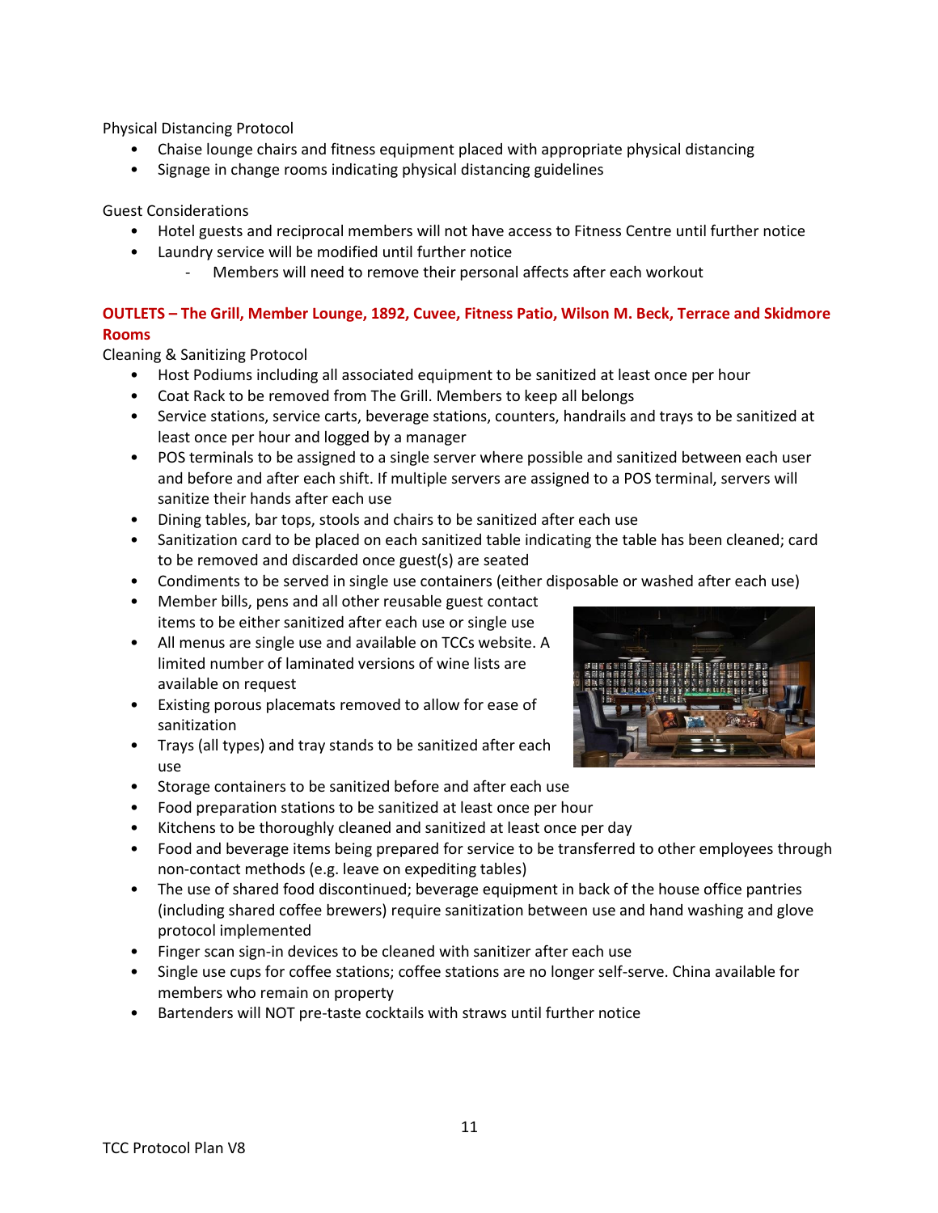Physical Distancing Protocol

- Chaise lounge chairs and fitness equipment placed with appropriate physical distancing
- Signage in change rooms indicating physical distancing guidelines

Guest Considerations

- Hotel guests and reciprocal members will not have access to Fitness Centre until further notice
- Laundry service will be modified until further notice
  - Members will need to remove their personal affects after each workout

**OUTLETS – The Grill, Member Lounge, 1892, Cuvee, Fitness Patio, Wilson M. Beck, Terrace and Skidmore Rooms**

Cleaning & Sanitizing Protocol

- Host Podiums including all associated equipment to be sanitized at least once per hour
- Coat Rack to be removed from The Grill. Members to keep all belongs
- Service stations, service carts, beverage stations, counters, handrails and trays to be sanitized at least once per hour and logged by a manager
- POS terminals to be assigned to a single server where possible and sanitized between each user and before and after each shift. If multiple servers are assigned to a POS terminal, servers will sanitize their hands after each use
- Dining tables, bar tops, stools and chairs to be sanitized after each use
- Sanitization card to be placed on each sanitized table indicating the table has been cleaned; card to be removed and discarded once guest(s) are seated
- Condiments to be served in single use containers (either disposable or washed after each use)
- Member bills, pens and all other reusable guest contact items to be either sanitized after each use or single use
- All menus are single use and available on TCCs website. A limited number of laminated versions of wine lists are available on request
- Existing porous placemats removed to allow for ease of sanitization
- Trays (all types) and tray stands to be sanitized after each use
- Storage containers to be sanitized before and after each use
- Food preparation stations to be sanitized at least once per hour
- Kitchens to be thoroughly cleaned and sanitized at least once per day
- Food and beverage items being prepared for service to be transferred to other employees through non-contact methods (e.g. leave on expediting tables)
- The use of shared food discontinued; beverage equipment in back of the house office pantries (including shared coffee brewers) require sanitization between use and hand washing and glove protocol implemented
- Finger scan sign-in devices to be cleaned with sanitizer after each use
- Single use cups for coffee stations; coffee stations are no longer self-serve. China available for members who remain on property
- Bartenders will NOT pre-taste cocktails with straws until further notice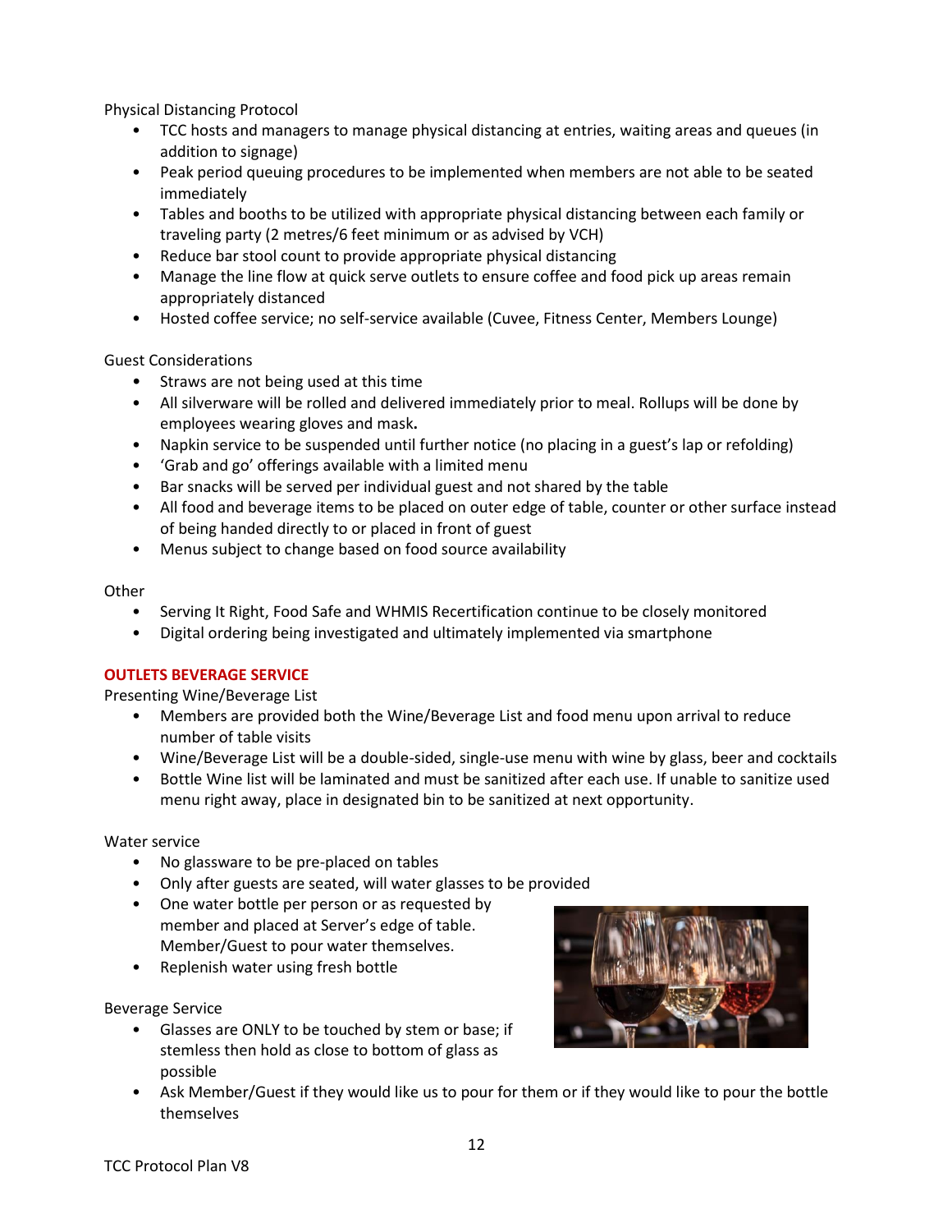Physical Distancing Protocol

- TCC hosts and managers to manage physical distancing at entries, waiting areas and queues (in addition to signage)
- Peak period queuing procedures to be implemented when members are not able to be seated immediately
- Tables and booths to be utilized with appropriate physical distancing between each family or traveling party (2 metres/6 feet minimum or as advised by VCH)
- Reduce bar stool count to provide appropriate physical distancing
- Manage the line flow at quick serve outlets to ensure coffee and food pick up areas remain appropriately distanced
- Hosted coffee service; no self-service available (Cuvee, Fitness Center, Members Lounge)

Guest Considerations

- Straws are not being used at this time
- All silverware will be rolled and delivered immediately prior to meal. Rollups will be done by employees wearing gloves and mask**.**
- Napkin service to be suspended until further notice (no placing in a guest's lap or refolding)
- 'Grab and go' offerings available with a limited menu
- Bar snacks will be served per individual guest and not shared by the table
- All food and beverage items to be placed on outer edge of table, counter or other surface instead of being handed directly to or placed in front of guest
- Menus subject to change based on food source availability

Other

- Serving It Right, Food Safe and WHMIS Recertification continue to be closely monitored
- Digital ordering being investigated and ultimately implemented via smartphone

## OUTLETS BEVERAGE SERVICE

Presenting Wine/Beverage List

- Members are provided both the Wine/Beverage List and food menu upon arrival to reduce number of table visits
- Wine/Beverage List will be a double-sided, single-use menu with wine by glass, beer and cocktails
- Bottle Wine list will be laminated and must be sanitized after each use. If unable to sanitize used menu right away, place in designated bin to be sanitized at next opportunity.

Water service

- No glassware to be pre-placed on tables
- Only after guests are seated, will water glasses to be provided
- One water bottle per person or as requested by member and placed at Server's edge of table. Member/Guest to pour water themselves.
- Replenish water using fresh bottle

Beverage Service

- Glasses are ONLY to be touched by stem or base; if stemless then hold as close to bottom of glass as possible
- Ask Member/Guest if they would like us to pour for them or if they would like to pour the bottle themselves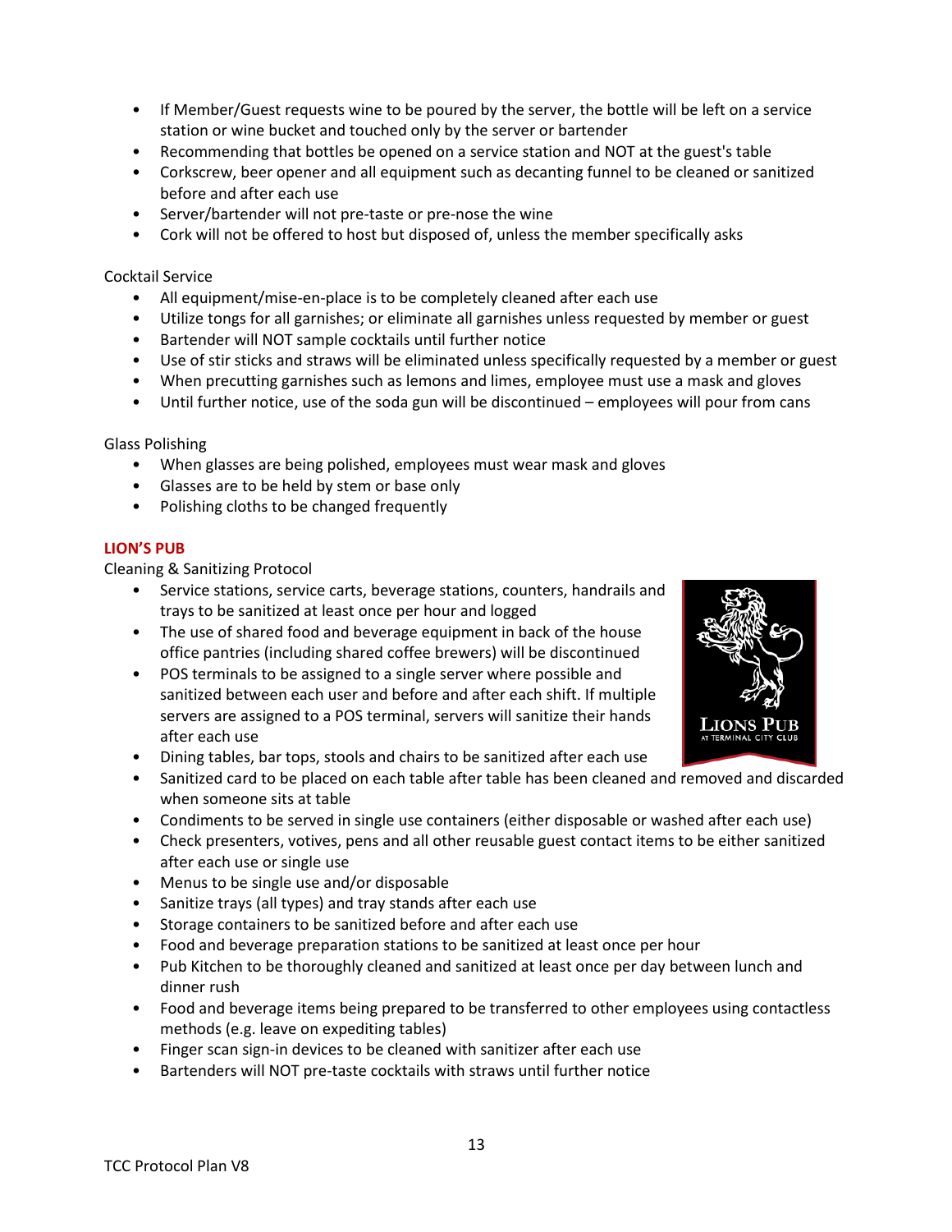- If Member/Guest requests wine to be poured by the server, the bottle will be left on a service station or wine bucket and touched only by the server or bartender
- Recommending that bottles be opened on a service station and NOT at the guest's table
- Corkscrew, beer opener and all equipment such as decanting funnel to be cleaned or sanitized before and after each use
- Server/bartender will not pre-taste or pre-nose the wine
- Cork will not be offered to host but disposed of, unless the member specifically asks

Cocktail Service

- All equipment/mise-en-place is to be completely cleaned after each use
- Utilize tongs for all garnishes; or eliminate all garnishes unless requested by member or guest
- Bartender will NOT sample cocktails until further notice
- Use of stir sticks and straws will be eliminated unless specifically requested by a member or guest
- When precutting garnishes such as lemons and limes, employee must use a mask and gloves
- Until further notice, use of the soda gun will be discontinued – employees will pour from cans

Glass Polishing

- When glasses are being polished, employees must wear mask and gloves
- Glasses are to be held by stem or base only
- Polishing cloths to be changed frequently

## LION'S PUB

Cleaning & Sanitizing Protocol

- Service stations, service carts, beverage stations, counters, handrails and trays to be sanitized at least once per hour and logged
- The use of shared food and beverage equipment in back of the house office pantries (including shared coffee brewers) will be discontinued
- POS terminals to be assigned to a single server where possible and sanitized between each user and before and after each shift. If multiple servers are assigned to a POS terminal, servers will sanitize their hands after each use
- Dining tables, bar tops, stools and chairs to be sanitized after each use
- Sanitized card to be placed on each table after table has been cleaned and removed and discarded when someone sits at table
- Condiments to be served in single use containers (either disposable or washed after each use)
- Check presenters, votives, pens and all other reusable guest contact items to be either sanitized after each use or single use
- Menus to be single use and/or disposable
- Sanitize trays (all types) and tray stands after each use
- Storage containers to be sanitized before and after each use
- Food and beverage preparation stations to be sanitized at least once per hour
- Pub Kitchen to be thoroughly cleaned and sanitized at least once per day between lunch and dinner rush
- Food and beverage items being prepared to be transferred to other employees using contactless methods (e.g. leave on expediting tables)
- Finger scan sign-in devices to be cleaned with sanitizer after each use
- Bartenders will NOT pre-taste cocktails with straws until further notice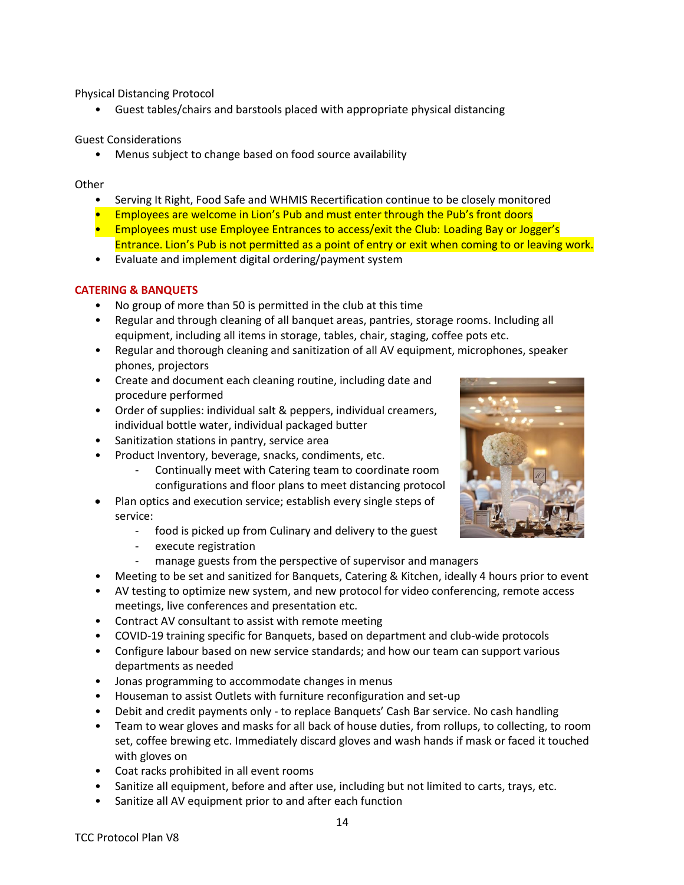Physical Distancing Protocol

- Guest tables/chairs and barstools placed with appropriate physical distancing

Guest Considerations

- Menus subject to change based on food source availability

Other

- Serving It Right, Food Safe and WHMIS Recertification continue to be closely monitored
- Employees are welcome in Lion's Pub and must enter through the Pub's front doors
- Employees must use Employee Entrances to access/exit the Club: Loading Bay or Jogger's Entrance. Lion's Pub is not permitted as a point of entry or exit when coming to or leaving work.
- Evaluate and implement digital ordering/payment system

## CATERING & BANQUETS

- No group of more than 50 is permitted in the club at this time
- Regular and through cleaning of all banquet areas, pantries, storage rooms. Including all equipment, including all items in storage, tables, chair, staging, coffee pots etc.
- Regular and thorough cleaning and sanitization of all AV equipment, microphones, speaker phones, projectors
- Create and document each cleaning routine, including date and procedure performed
- Order of supplies: individual salt & peppers, individual creamers, individual bottle water, individual packaged butter
- Sanitization stations in pantry, service area
- Product Inventory, beverage, snacks, condiments, etc.
  - Continually meet with Catering team to coordinate room configurations and floor plans to meet distancing protocol
- Plan optics and execution service; establish every single steps of service:
  - food is picked up from Culinary and delivery to the guest
  - execute registration
  - manage guests from the perspective of supervisor and managers
- Meeting to be set and sanitized for Banquets, Catering & Kitchen, ideally 4 hours prior to event
- AV testing to optimize new system, and new protocol for video conferencing, remote access meetings, live conferences and presentation etc.
- Contract AV consultant to assist with remote meeting
- COVID-19 training specific for Banquets, based on department and club-wide protocols
- Configure labour based on new service standards; and how our team can support various departments as needed
- Jonas programming to accommodate changes in menus
- Houseman to assist Outlets with furniture reconfiguration and set-up
- Debit and credit payments only - to replace Banquets' Cash Bar service. No cash handling
- Team to wear gloves and masks for all back of house duties, from rollups, to collecting, to room set, coffee brewing etc. Immediately discard gloves and wash hands if mask or faced it touched with gloves on
- Coat racks prohibited in all event rooms
- Sanitize all equipment, before and after use, including but not limited to carts, trays, etc.
- Sanitize all AV equipment prior to and after each function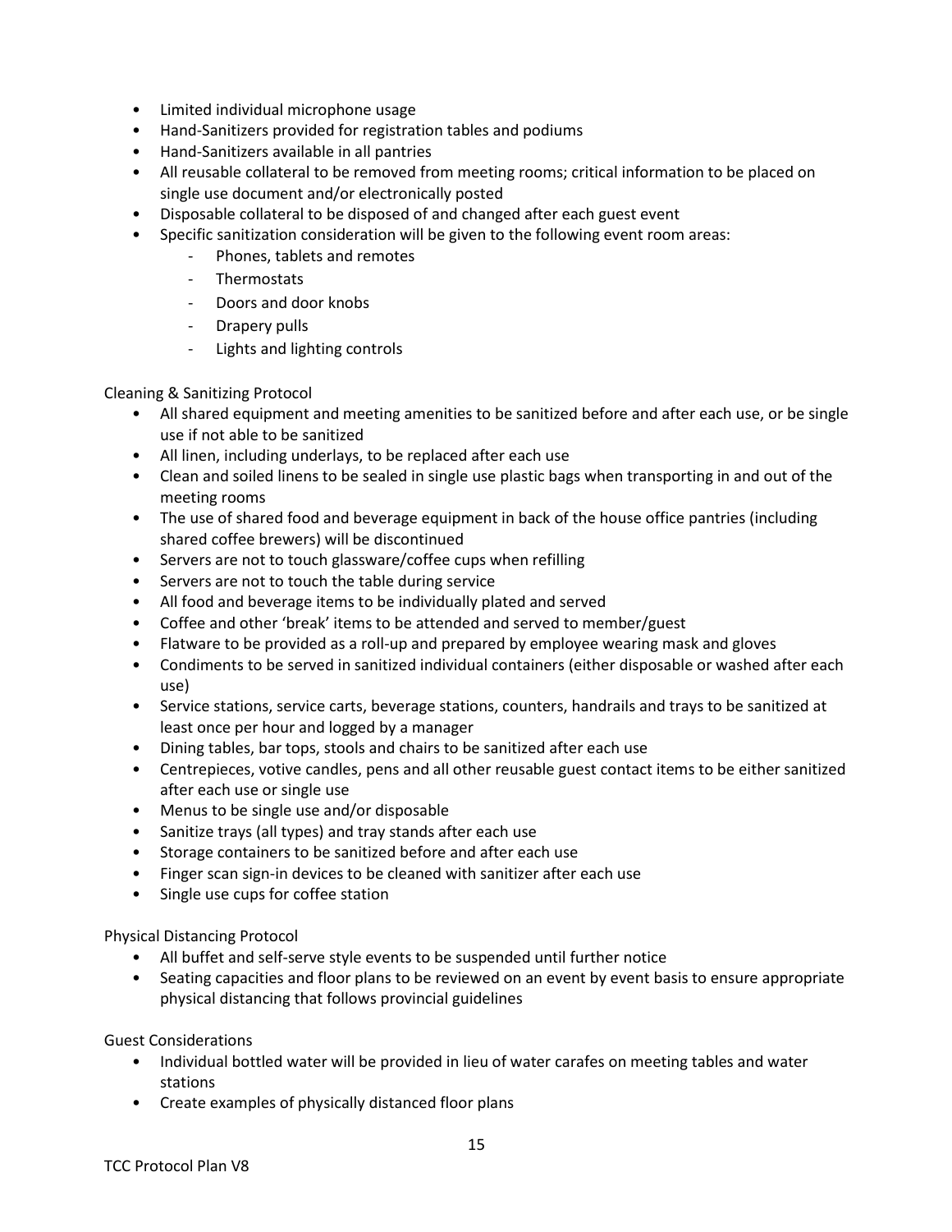- Limited individual microphone usage
- Hand-Sanitizers provided for registration tables and podiums
- Hand-Sanitizers available in all pantries
- All reusable collateral to be removed from meeting rooms; critical information to be placed on single use document and/or electronically posted
- Disposable collateral to be disposed of and changed after each guest event
- Specific sanitization consideration will be given to the following event room areas:
  - Phones, tablets and remotes
  - Thermostats
  - Doors and door knobs
  - Drapery pulls
  - Lights and lighting controls

Cleaning & Sanitizing Protocol

- All shared equipment and meeting amenities to be sanitized before and after each use, or be single use if not able to be sanitized
- All linen, including underlays, to be replaced after each use
- Clean and soiled linens to be sealed in single use plastic bags when transporting in and out of the meeting rooms
- The use of shared food and beverage equipment in back of the house office pantries (including shared coffee brewers) will be discontinued
- Servers are not to touch glassware/coffee cups when refilling
- Servers are not to touch the table during service
- All food and beverage items to be individually plated and served
- Coffee and other 'break' items to be attended and served to member/guest
- Flatware to be provided as a roll-up and prepared by employee wearing mask and gloves
- Condiments to be served in sanitized individual containers (either disposable or washed after each use)
- Service stations, service carts, beverage stations, counters, handrails and trays to be sanitized at least once per hour and logged by a manager
- Dining tables, bar tops, stools and chairs to be sanitized after each use
- Centrepieces, votive candles, pens and all other reusable guest contact items to be either sanitized after each use or single use
- Menus to be single use and/or disposable
- Sanitize trays (all types) and tray stands after each use
- Storage containers to be sanitized before and after each use
- Finger scan sign-in devices to be cleaned with sanitizer after each use
- Single use cups for coffee station

Physical Distancing Protocol

- All buffet and self-serve style events to be suspended until further notice
- Seating capacities and floor plans to be reviewed on an event by event basis to ensure appropriate physical distancing that follows provincial guidelines

Guest Considerations

- Individual bottled water will be provided in lieu of water carafes on meeting tables and water stations
- Create examples of physically distanced floor plans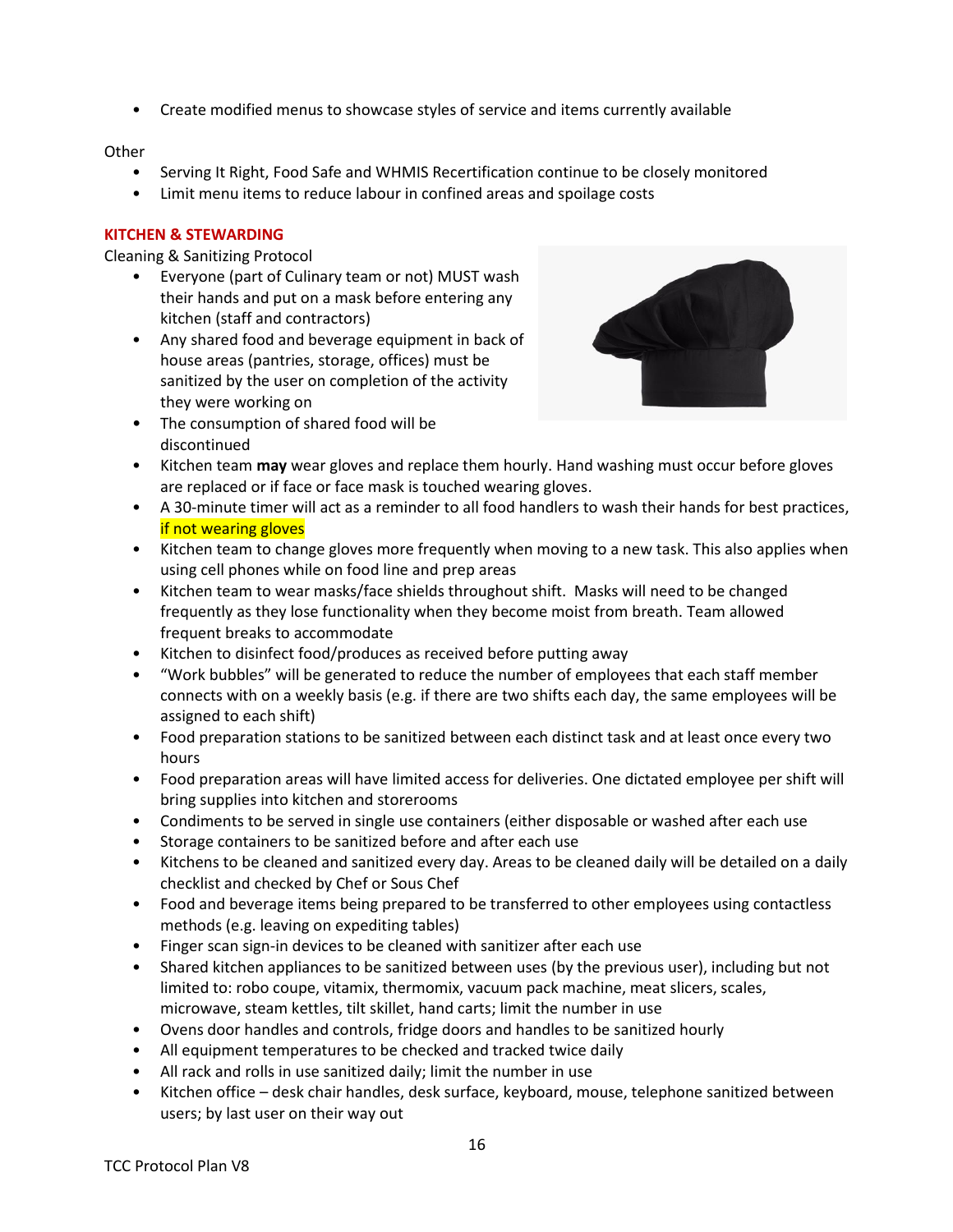- Create modified menus to showcase styles of service and items currently available

Other

- Serving It Right, Food Safe and WHMIS Recertification continue to be closely monitored
- Limit menu items to reduce labour in confined areas and spoilage costs

## KITCHEN & STEWARDING

Cleaning & Sanitizing Protocol

- Everyone (part of Culinary team or not) MUST wash their hands and put on a mask before entering any kitchen (staff and contractors)
- Any shared food and beverage equipment in back of house areas (pantries, storage, offices) must be sanitized by the user on completion of the activity they were working on
- The consumption of shared food will be discontinued
- Kitchen team **may** wear gloves and replace them hourly. Hand washing must occur before gloves are replaced or if face or face mask is touched wearing gloves.
- A 30-minute timer will act as a reminder to all food handlers to wash their hands for best practices, if not wearing gloves
- Kitchen team to change gloves more frequently when moving to a new task. This also applies when using cell phones while on food line and prep areas
- Kitchen team to wear masks/face shields throughout shift. Masks will need to be changed frequently as they lose functionality when they become moist from breath. Team allowed frequent breaks to accommodate
- Kitchen to disinfect food/produces as received before putting away
- "Work bubbles" will be generated to reduce the number of employees that each staff member connects with on a weekly basis (e.g. if there are two shifts each day, the same employees will be assigned to each shift)
- Food preparation stations to be sanitized between each distinct task and at least once every two hours
- Food preparation areas will have limited access for deliveries. One dictated employee per shift will bring supplies into kitchen and storerooms
- Condiments to be served in single use containers (either disposable or washed after each use
- Storage containers to be sanitized before and after each use
- Kitchens to be cleaned and sanitized every day. Areas to be cleaned daily will be detailed on a daily checklist and checked by Chef or Sous Chef
- Food and beverage items being prepared to be transferred to other employees using contactless methods (e.g. leaving on expediting tables)
- Finger scan sign-in devices to be cleaned with sanitizer after each use
- Shared kitchen appliances to be sanitized between uses (by the previous user), including but not limited to: robo coupe, vitamix, thermomix, vacuum pack machine, meat slicers, scales, microwave, steam kettles, tilt skillet, hand carts; limit the number in use
- Ovens door handles and controls, fridge doors and handles to be sanitized hourly
- All equipment temperatures to be checked and tracked twice daily
- All rack and rolls in use sanitized daily; limit the number in use
- Kitchen office – desk chair handles, desk surface, keyboard, mouse, telephone sanitized between users; by last user on their way out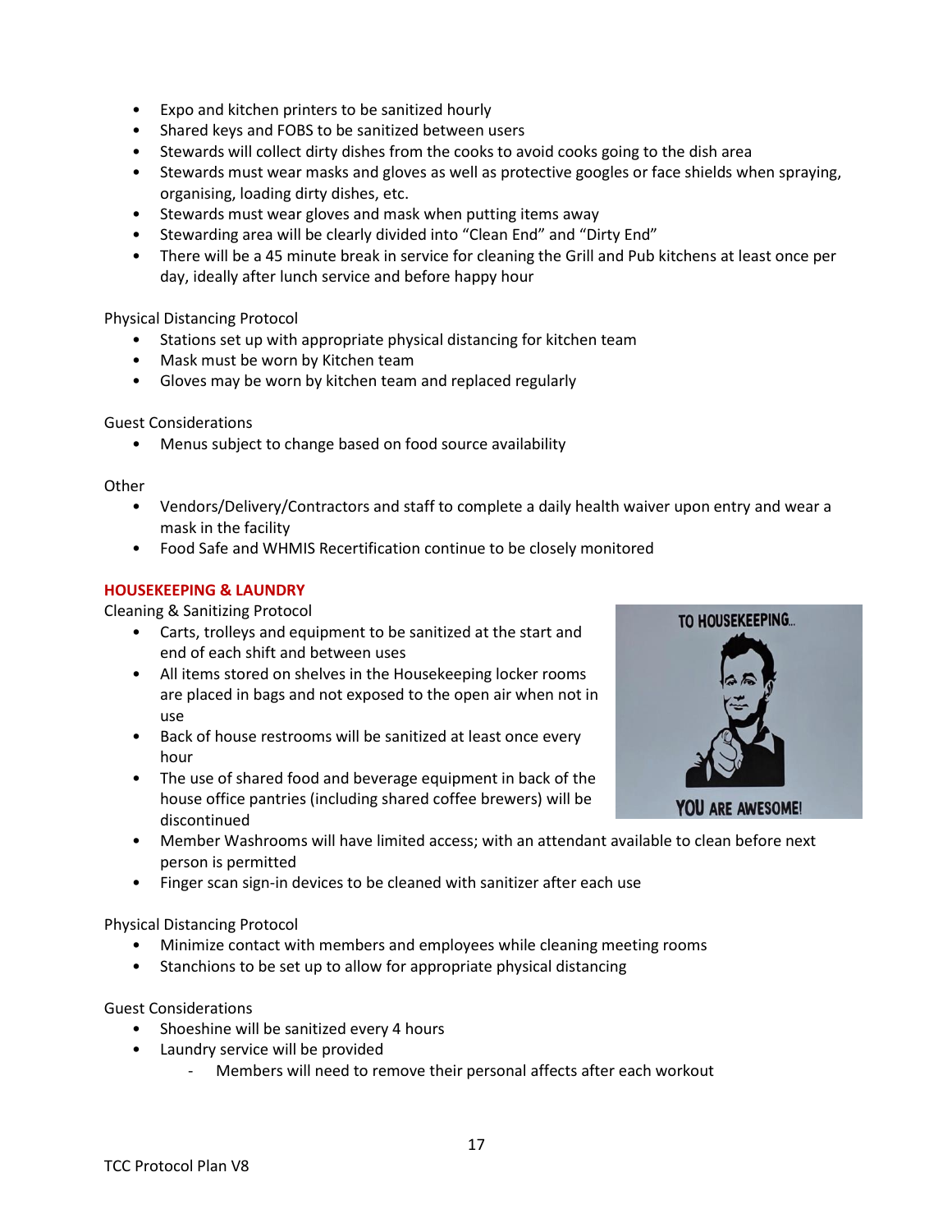- Expo and kitchen printers to be sanitized hourly
- Shared keys and FOBS to be sanitized between users
- Stewards will collect dirty dishes from the cooks to avoid cooks going to the dish area
- Stewards must wear masks and gloves as well as protective googles or face shields when spraying, organising, loading dirty dishes, etc.
- Stewards must wear gloves and mask when putting items away
- Stewarding area will be clearly divided into "Clean End" and "Dirty End"
- There will be a 45 minute break in service for cleaning the Grill and Pub kitchens at least once per day, ideally after lunch service and before happy hour

Physical Distancing Protocol

- Stations set up with appropriate physical distancing for kitchen team
- Mask must be worn by Kitchen team
- Gloves may be worn by kitchen team and replaced regularly

Guest Considerations

- Menus subject to change based on food source availability

Other

- Vendors/Delivery/Contractors and staff to complete a daily health waiver upon entry and wear a mask in the facility
- Food Safe and WHMIS Recertification continue to be closely monitored

## HOUSEKEEPING & LAUNDRY

Cleaning & Sanitizing Protocol

- Carts, trolleys and equipment to be sanitized at the start and end of each shift and between uses
- All items stored on shelves in the Housekeeping locker rooms are placed in bags and not exposed to the open air when not in use
- Back of house restrooms will be sanitized at least once every hour
- The use of shared food and beverage equipment in back of the house office pantries (including shared coffee brewers) will be discontinued
- Member Washrooms will have limited access; with an attendant available to clean before next person is permitted
- Finger scan sign-in devices to be cleaned with sanitizer after each use

Physical Distancing Protocol

- Minimize contact with members and employees while cleaning meeting rooms
- Stanchions to be set up to allow for appropriate physical distancing

Guest Considerations

- Shoeshine will be sanitized every 4 hours
- Laundry service will be provided
  - Members will need to remove their personal affects after each workout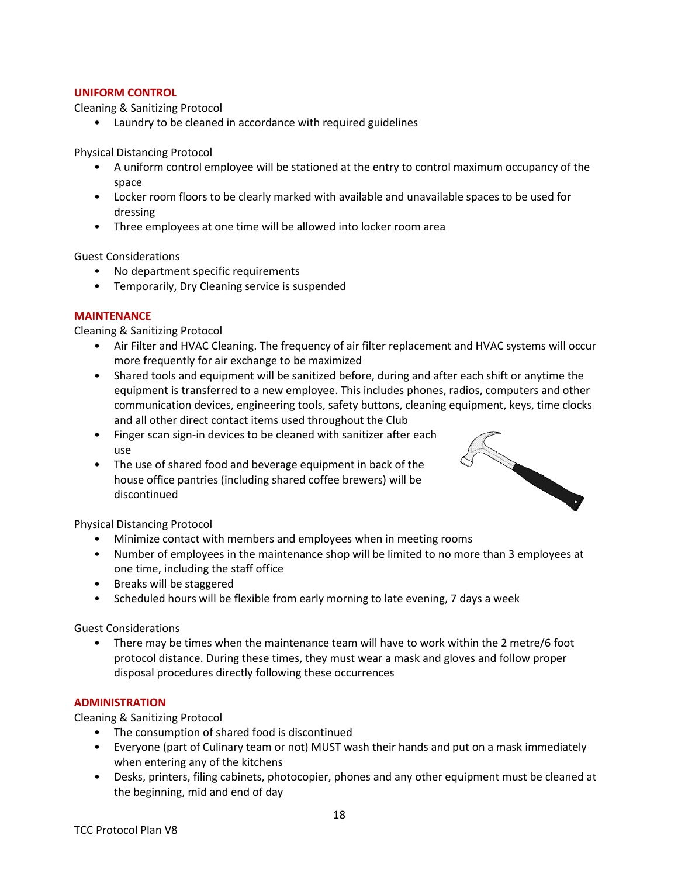## UNIFORM CONTROL

Cleaning & Sanitizing Protocol

- Laundry to be cleaned in accordance with required guidelines

Physical Distancing Protocol

- A uniform control employee will be stationed at the entry to control maximum occupancy of the space
- Locker room floors to be clearly marked with available and unavailable spaces to be used for dressing
- Three employees at one time will be allowed into locker room area

Guest Considerations

- No department specific requirements
- Temporarily, Dry Cleaning service is suspended

## MAINTENANCE

Cleaning & Sanitizing Protocol

- Air Filter and HVAC Cleaning. The frequency of air filter replacement and HVAC systems will occur more frequently for air exchange to be maximized
- Shared tools and equipment will be sanitized before, during and after each shift or anytime the equipment is transferred to a new employee. This includes phones, radios, computers and other communication devices, engineering tools, safety buttons, cleaning equipment, keys, time clocks and all other direct contact items used throughout the Club
- Finger scan sign-in devices to be cleaned with sanitizer after each use
- The use of shared food and beverage equipment in back of the house office pantries (including shared coffee brewers) will be discontinued

Physical Distancing Protocol

- Minimize contact with members and employees when in meeting rooms
- Number of employees in the maintenance shop will be limited to no more than 3 employees at one time, including the staff office
- Breaks will be staggered
- Scheduled hours will be flexible from early morning to late evening, 7 days a week

Guest Considerations

- There may be times when the maintenance team will have to work within the 2 metre/6 foot protocol distance. During these times, they must wear a mask and gloves and follow proper disposal procedures directly following these occurrences

## ADMINISTRATION

Cleaning & Sanitizing Protocol

- The consumption of shared food is discontinued
- Everyone (part of Culinary team or not) MUST wash their hands and put on a mask immediately when entering any of the kitchens
- Desks, printers, filing cabinets, photocopier, phones and any other equipment must be cleaned at the beginning, mid and end of day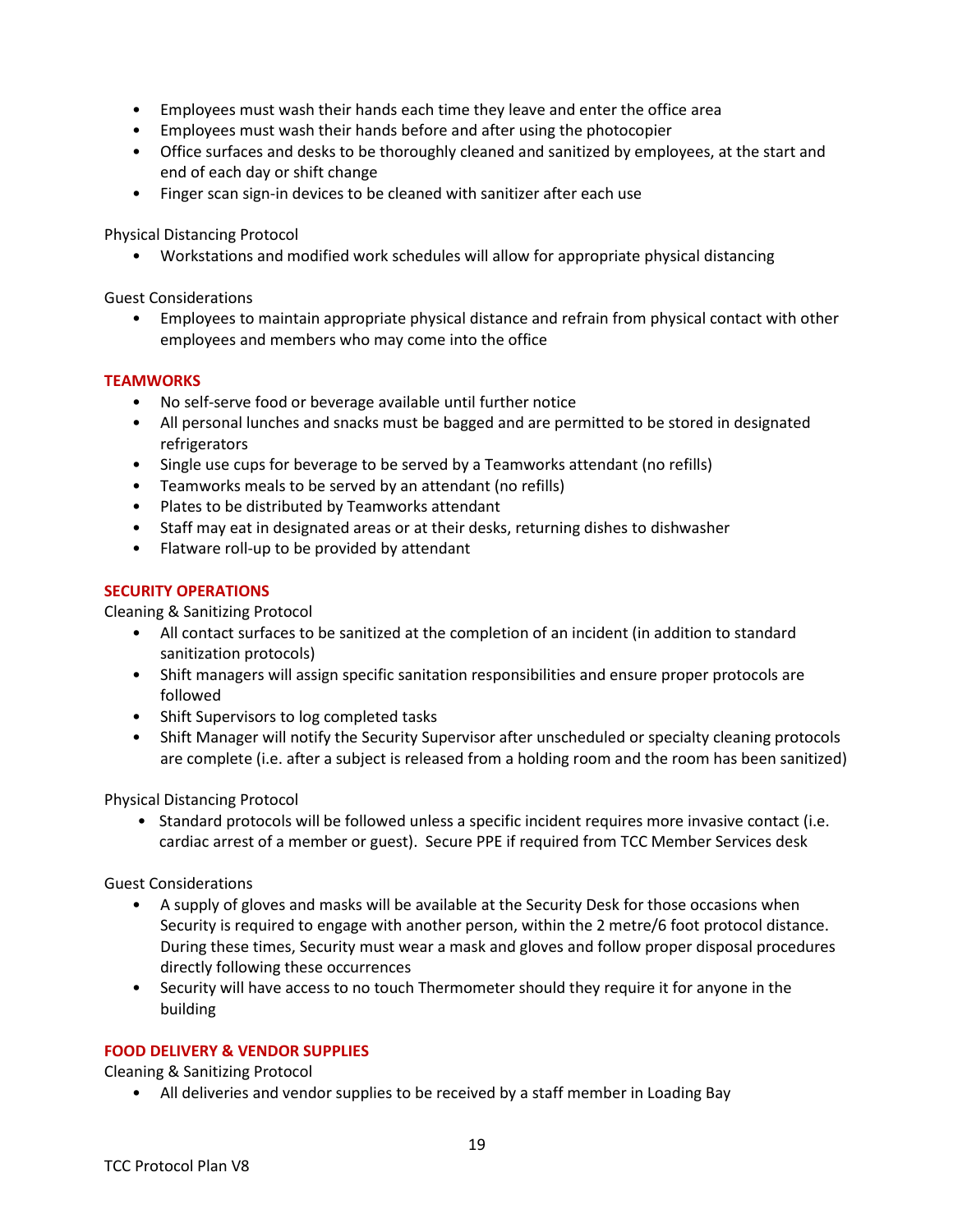- Employees must wash their hands each time they leave and enter the office area
- Employees must wash their hands before and after using the photocopier
- Office surfaces and desks to be thoroughly cleaned and sanitized by employees, at the start and end of each day or shift change
- Finger scan sign-in devices to be cleaned with sanitizer after each use

Physical Distancing Protocol

- Workstations and modified work schedules will allow for appropriate physical distancing

Guest Considerations

- Employees to maintain appropriate physical distance and refrain from physical contact with other employees and members who may come into the office

## TEAMWORKS

- No self-serve food or beverage available until further notice
- All personal lunches and snacks must be bagged and are permitted to be stored in designated refrigerators
- Single use cups for beverage to be served by a Teamworks attendant (no refills)
- Teamworks meals to be served by an attendant (no refills)
- Plates to be distributed by Teamworks attendant
- Staff may eat in designated areas or at their desks, returning dishes to dishwasher
- Flatware roll-up to be provided by attendant

## SECURITY OPERATIONS

Cleaning & Sanitizing Protocol

- All contact surfaces to be sanitized at the completion of an incident (in addition to standard sanitization protocols)
- Shift managers will assign specific sanitation responsibilities and ensure proper protocols are followed
- Shift Supervisors to log completed tasks
- Shift Manager will notify the Security Supervisor after unscheduled or specialty cleaning protocols are complete (i.e. after a subject is released from a holding room and the room has been sanitized)

Physical Distancing Protocol

- Standard protocols will be followed unless a specific incident requires more invasive contact (i.e. cardiac arrest of a member or guest). Secure PPE if required from TCC Member Services desk

Guest Considerations

- A supply of gloves and masks will be available at the Security Desk for those occasions when Security is required to engage with another person, within the 2 metre/6 foot protocol distance. During these times, Security must wear a mask and gloves and follow proper disposal procedures directly following these occurrences
- Security will have access to no touch Thermometer should they require it for anyone in the building

## FOOD DELIVERY & VENDOR SUPPLIES

Cleaning & Sanitizing Protocol

- All deliveries and vendor supplies to be received by a staff member in Loading Bay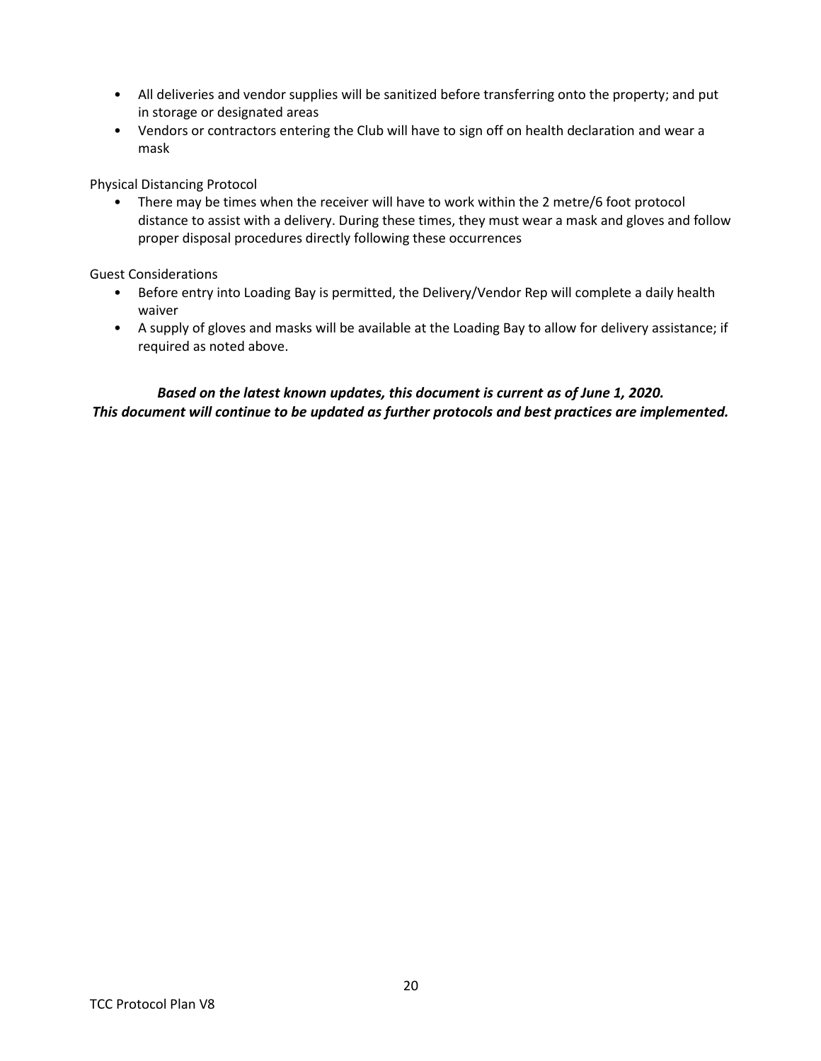- All deliveries and vendor supplies will be sanitized before transferring onto the property; and put in storage or designated areas
- Vendors or contractors entering the Club will have to sign off on health declaration and wear a mask

Physical Distancing Protocol

- There may be times when the receiver will have to work within the 2 metre/6 foot protocol distance to assist with a delivery. During these times, they must wear a mask and gloves and follow proper disposal procedures directly following these occurrences

Guest Considerations

- Before entry into Loading Bay is permitted, the Delivery/Vendor Rep will complete a daily health waiver
- A supply of gloves and masks will be available at the Loading Bay to allow for delivery assistance; if required as noted above.

***Based on the latest known updates, this document is current as of June 1, 2020.***
***This document will continue to be updated as further protocols and best practices are implemented.***